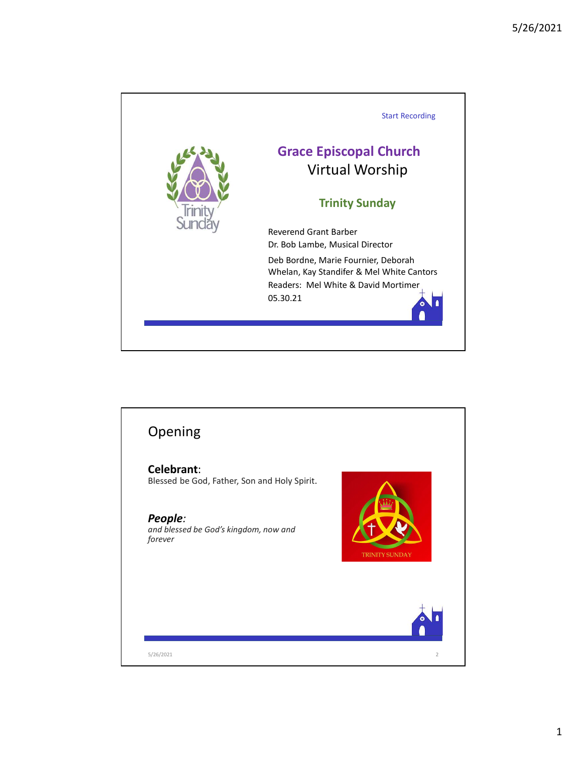Start Recording

# Grace Episcopal Church

## Virtual Worship

### Trinity Sunday

Reverend Grant Barber
Dr. Bob Lambe, Musical Director

Deb Bordne, Marie Fournier, Deborah Whelan, Kay Standifer & Mel White Cantors
Readers: Mel White & David Mortimer
05.30.21

---

## Opening

**Celebrant**:
Blessed be God, Father, Son and Holy Spirit.

***People****:*
*and blessed be God's kingdom, now and forever*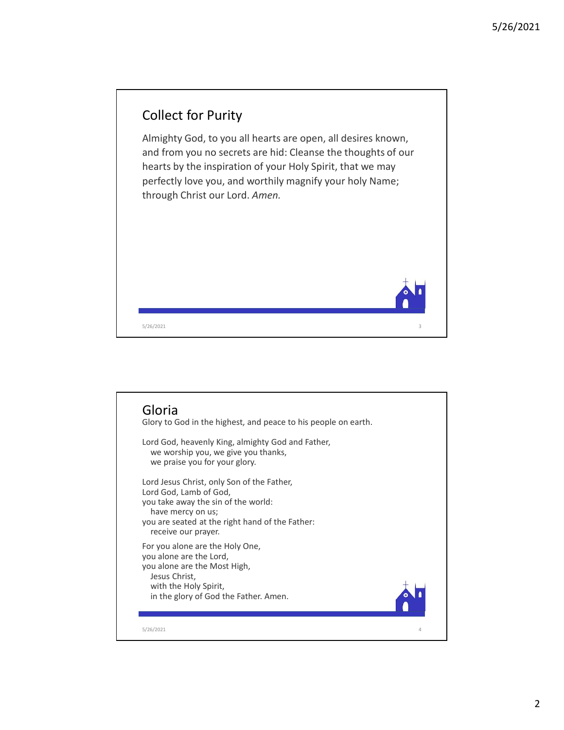## Collect for Purity

Almighty God, to you all hearts are open, all desires known, and from you no secrets are hid: Cleanse the thoughts of our hearts by the inspiration of your Holy Spirit, that we may perfectly love you, and worthily magnify your holy Name; through Christ our Lord. *Amen.*

## Gloria

Glory to God in the highest, and peace to his people on earth.

Lord God, heavenly King, almighty God and Father,
  we worship you, we give you thanks,
  we praise you for your glory.

Lord Jesus Christ, only Son of the Father,
Lord God, Lamb of God,
you take away the sin of the world:
  have mercy on us;
you are seated at the right hand of the Father:
  receive our prayer.

For you alone are the Holy One,
you alone are the Lord,
you alone are the Most High,
  Jesus Christ,
  with the Holy Spirit,
  in the glory of God the Father. Amen.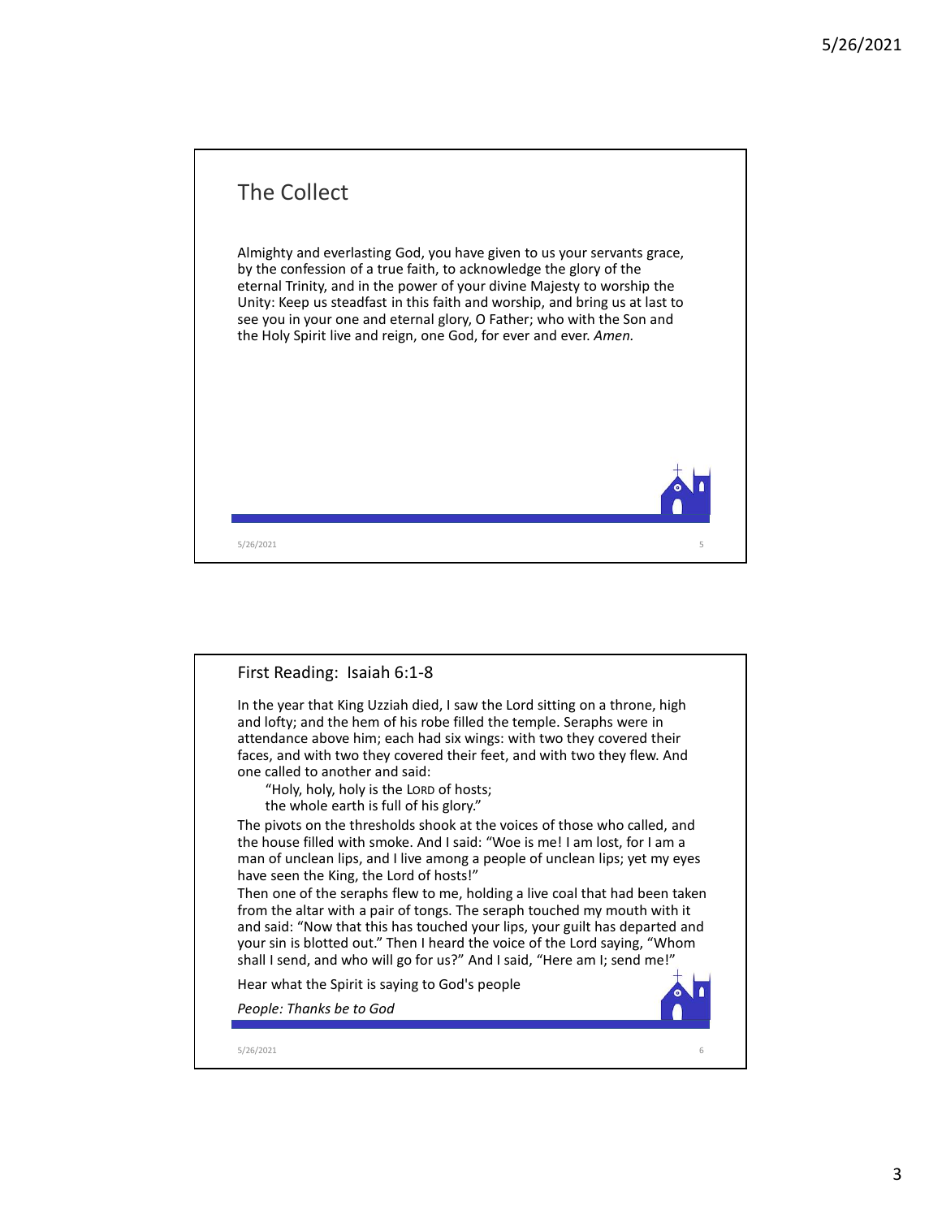## The Collect

Almighty and everlasting God, you have given to us your servants grace, by the confession of a true faith, to acknowledge the glory of the eternal Trinity, and in the power of your divine Majesty to worship the Unity: Keep us steadfast in this faith and worship, and bring us at last to see you in your one and eternal glory, O Father; who with the Son and the Holy Spirit live and reign, one God, for ever and ever. *Amen.*

## First Reading: Isaiah 6:1-8

In the year that King Uzziah died, I saw the Lord sitting on a throne, high and lofty; and the hem of his robe filled the temple. Seraphs were in attendance above him; each had six wings: with two they covered their faces, and with two they covered their feet, and with two they flew. And one called to another and said:

"Holy, holy, holy is the LORD of hosts;
the whole earth is full of his glory."

The pivots on the thresholds shook at the voices of those who called, and the house filled with smoke. And I said: "Woe is me! I am lost, for I am a man of unclean lips, and I live among a people of unclean lips; yet my eyes have seen the King, the Lord of hosts!"

Then one of the seraphs flew to me, holding a live coal that had been taken from the altar with a pair of tongs. The seraph touched my mouth with it and said: "Now that this has touched your lips, your guilt has departed and your sin is blotted out." Then I heard the voice of the Lord saying, "Whom shall I send, and who will go for us?" And I said, "Here am I; send me!"

Hear what the Spirit is saying to God's people

*People: Thanks be to God*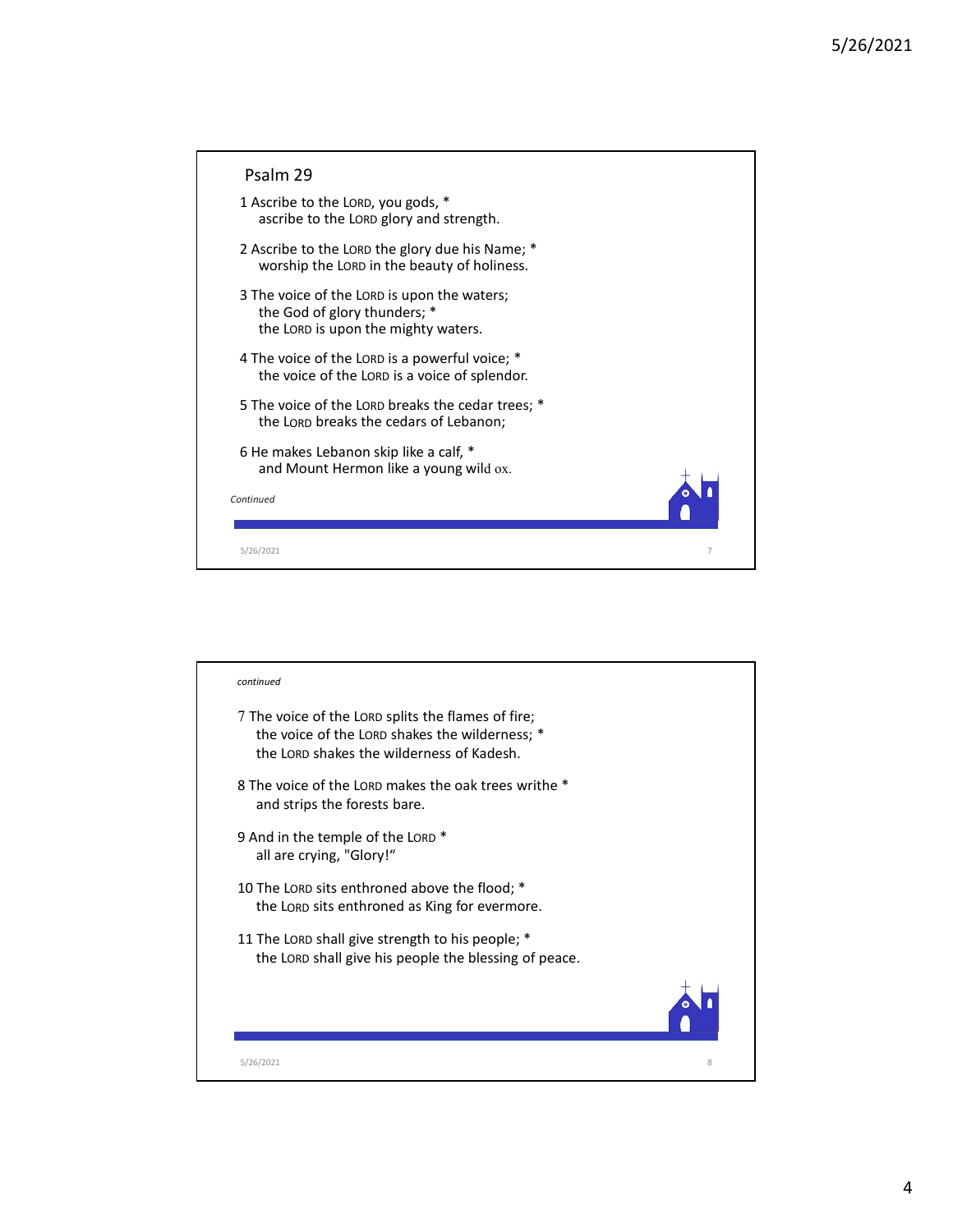## Psalm 29

1 Ascribe to the LORD, you gods, *
ascribe to the LORD glory and strength.

2 Ascribe to the LORD the glory due his Name; *
worship the LORD in the beauty of holiness.

3 The voice of the LORD is upon the waters;
the God of glory thunders; *
the LORD is upon the mighty waters.

4 The voice of the LORD is a powerful voice; *
the voice of the LORD is a voice of splendor.

5 The voice of the LORD breaks the cedar trees; *
the LORD breaks the cedars of Lebanon;

6 He makes Lebanon skip like a calf, *
and Mount Hermon like a young wild ox.

*Continued*

*continued*

7 The voice of the LORD splits the flames of fire;
the voice of the LORD shakes the wilderness; *
the LORD shakes the wilderness of Kadesh.

8 The voice of the LORD makes the oak trees writhe *
and strips the forests bare.

9 And in the temple of the LORD *
all are crying, "Glory!"

10 The LORD sits enthroned above the flood; *
the LORD sits enthroned as King for evermore.

11 The LORD shall give strength to his people; *
the LORD shall give his people the blessing of peace.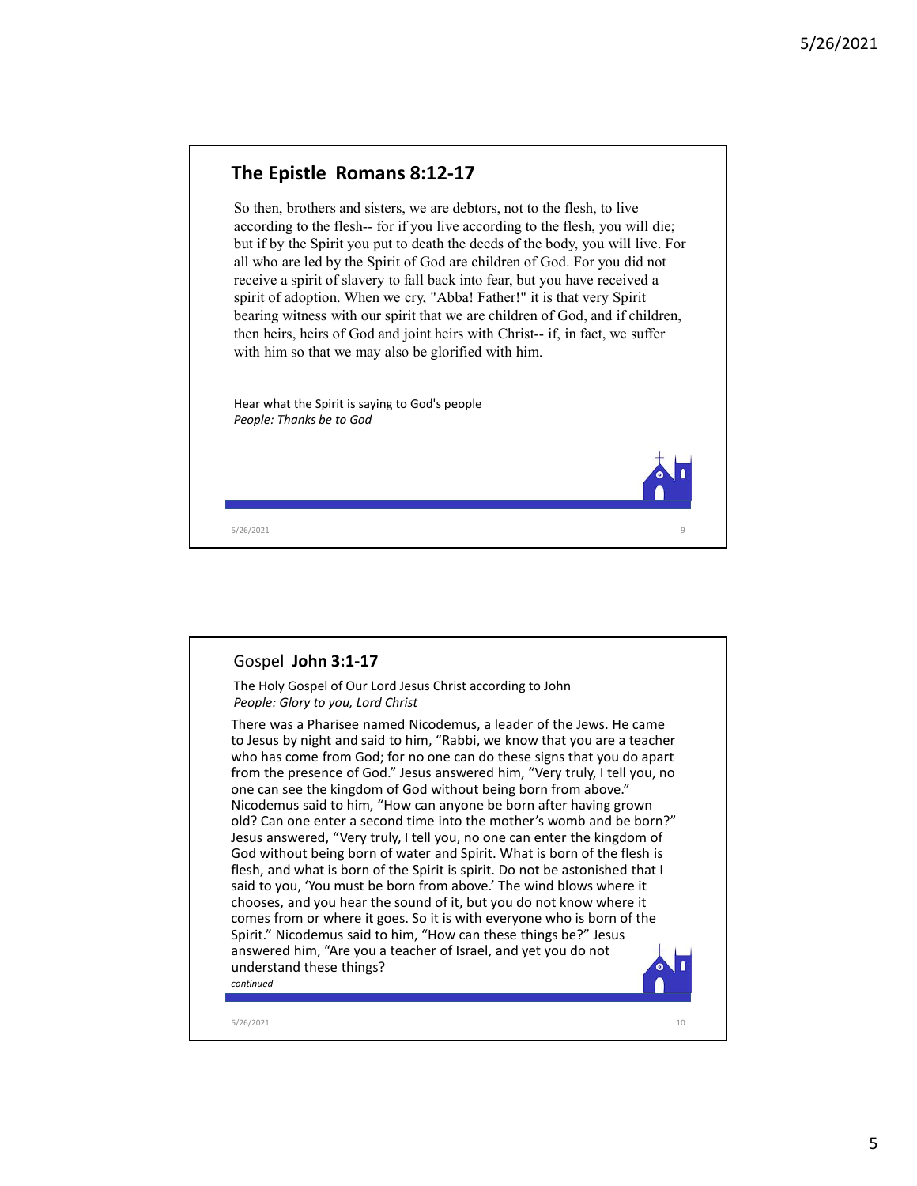## The Epistle Romans 8:12-17

So then, brothers and sisters, we are debtors, not to the flesh, to live according to the flesh-- for if you live according to the flesh, you will die; but if by the Spirit you put to death the deeds of the body, you will live. For all who are led by the Spirit of God are children of God. For you did not receive a spirit of slavery to fall back into fear, but you have received a spirit of adoption. When we cry, "Abba! Father!" it is that very Spirit bearing witness with our spirit that we are children of God, and if children, then heirs, heirs of God and joint heirs with Christ-- if, in fact, we suffer with him so that we may also be glorified with him.

Hear what the Spirit is saying to God's people
*People: Thanks be to God*

## Gospel **John 3:1-17**

The Holy Gospel of Our Lord Jesus Christ according to John
*People: Glory to you, Lord Christ*

There was a Pharisee named Nicodemus, a leader of the Jews. He came to Jesus by night and said to him, "Rabbi, we know that you are a teacher who has come from God; for no one can do these signs that you do apart from the presence of God." Jesus answered him, "Very truly, I tell you, no one can see the kingdom of God without being born from above." Nicodemus said to him, "How can anyone be born after having grown old? Can one enter a second time into the mother's womb and be born?" Jesus answered, "Very truly, I tell you, no one can enter the kingdom of God without being born of water and Spirit. What is born of the flesh is flesh, and what is born of the Spirit is spirit. Do not be astonished that I said to you, 'You must be born from above.' The wind blows where it chooses, and you hear the sound of it, but you do not know where it comes from or where it goes. So it is with everyone who is born of the Spirit." Nicodemus said to him, "How can these things be?" Jesus answered him, "Are you a teacher of Israel, and yet you do not understand these things?

*continued*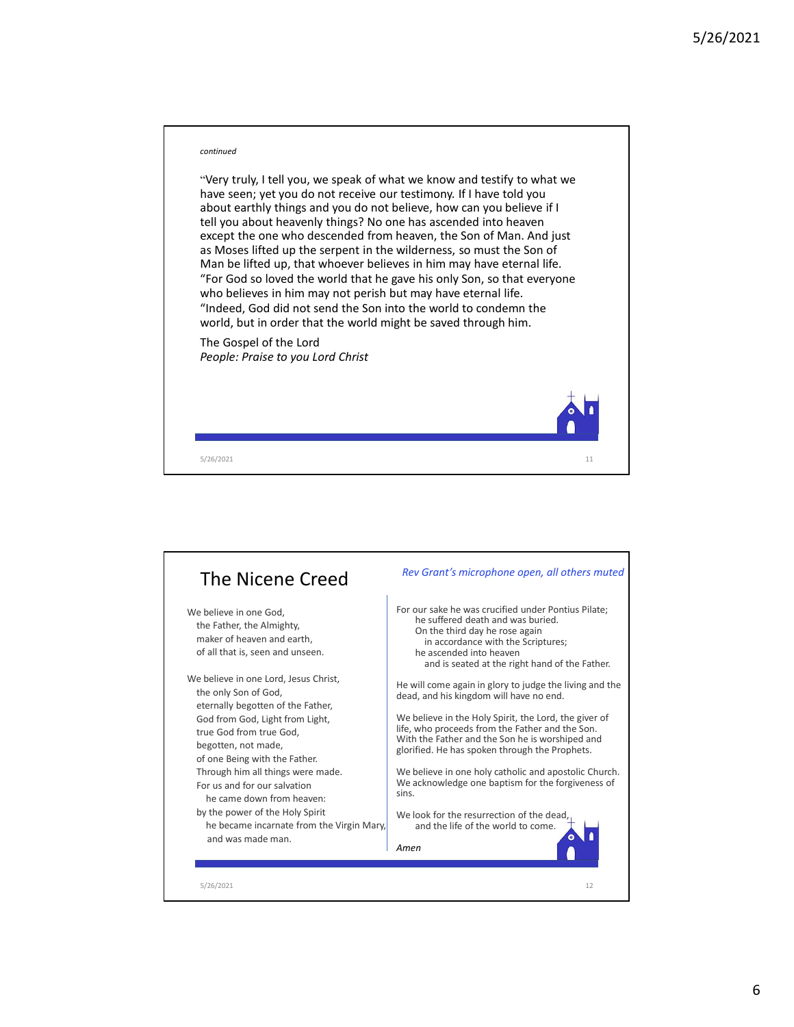*continued*

"Very truly, I tell you, we speak of what we know and testify to what we have seen; yet you do not receive our testimony. If I have told you about earthly things and you do not believe, how can you believe if I tell you about heavenly things? No one has ascended into heaven except the one who descended from heaven, the Son of Man. And just as Moses lifted up the serpent in the wilderness, so must the Son of Man be lifted up, that whoever believes in him may have eternal life. "For God so loved the world that he gave his only Son, so that everyone who believes in him may not perish but may have eternal life. "Indeed, God did not send the Son into the world to condemn the world, but in order that the world might be saved through him.

The Gospel of the Lord
*People: Praise to you Lord Christ*

## The Nicene Creed

*Rev Grant's microphone open, all others muted*

We believe in one God,
the Father, the Almighty,
maker of heaven and earth,
of all that is, seen and unseen.

We believe in one Lord, Jesus Christ,
the only Son of God,
eternally begotten of the Father,
God from God, Light from Light,
true God from true God,
begotten, not made,
of one Being with the Father.
Through him all things were made.
For us and for our salvation
he came down from heaven:
by the power of the Holy Spirit
he became incarnate from the Virgin Mary,
and was made man.

For our sake he was crucified under Pontius Pilate;
he suffered death and was buried.
On the third day he rose again
in accordance with the Scriptures;
he ascended into heaven
and is seated at the right hand of the Father.

He will come again in glory to judge the living and the dead, and his kingdom will have no end.

We believe in the Holy Spirit, the Lord, the giver of life, who proceeds from the Father and the Son. With the Father and the Son he is worshiped and glorified. He has spoken through the Prophets.

We believe in one holy catholic and apostolic Church. We acknowledge one baptism for the forgiveness of sins.

We look for the resurrection of the dead,
and the life of the world to come.

*Amen*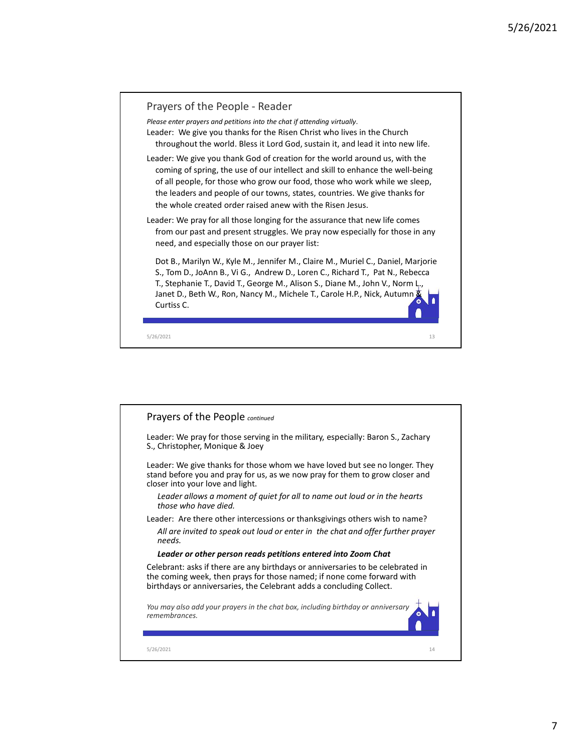## Prayers of the People - Reader

*Please enter prayers and petitions into the chat if attending virtually.*

Leader: We give you thanks for the Risen Christ who lives in the Church throughout the world. Bless it Lord God, sustain it, and lead it into new life.

Leader: We give you thank God of creation for the world around us, with the coming of spring, the use of our intellect and skill to enhance the well-being of all people, for those who grow our food, those who work while we sleep, the leaders and people of our towns, states, countries. We give thanks for the whole created order raised anew with the Risen Jesus.

Leader: We pray for all those longing for the assurance that new life comes from our past and present struggles. We pray now especially for those in any need, and especially those on our prayer list:

Dot B., Marilyn W., Kyle M., Jennifer M., Claire M., Muriel C., Daniel, Marjorie S., Tom D., JoAnn B., Vi G., Andrew D., Loren C., Richard T., Pat N., Rebecca T., Stephanie T., David T., George M., Alison S., Diane M., John V., Norm L., Janet D., Beth W., Ron, Nancy M., Michele T., Carole H.P., Nick, Autumn & Curtiss C.

## Prayers of the People *continued*

Leader: We pray for those serving in the military, especially: Baron S., Zachary S., Christopher, Monique & Joey

Leader: We give thanks for those whom we have loved but see no longer. They stand before you and pray for us, as we now pray for them to grow closer and closer into your love and light.

*Leader allows a moment of quiet for all to name out loud or in the hearts those who have died.*

Leader: Are there other intercessions or thanksgivings others wish to name?

*All are invited to speak out loud or enter in the chat and offer further prayer needs.*

***Leader or other person reads petitions entered into Zoom Chat***

Celebrant: asks if there are any birthdays or anniversaries to be celebrated in the coming week, then prays for those named; if none come forward with birthdays or anniversaries, the Celebrant adds a concluding Collect.

*You may also add your prayers in the chat box, including birthday or anniversary remembrances.*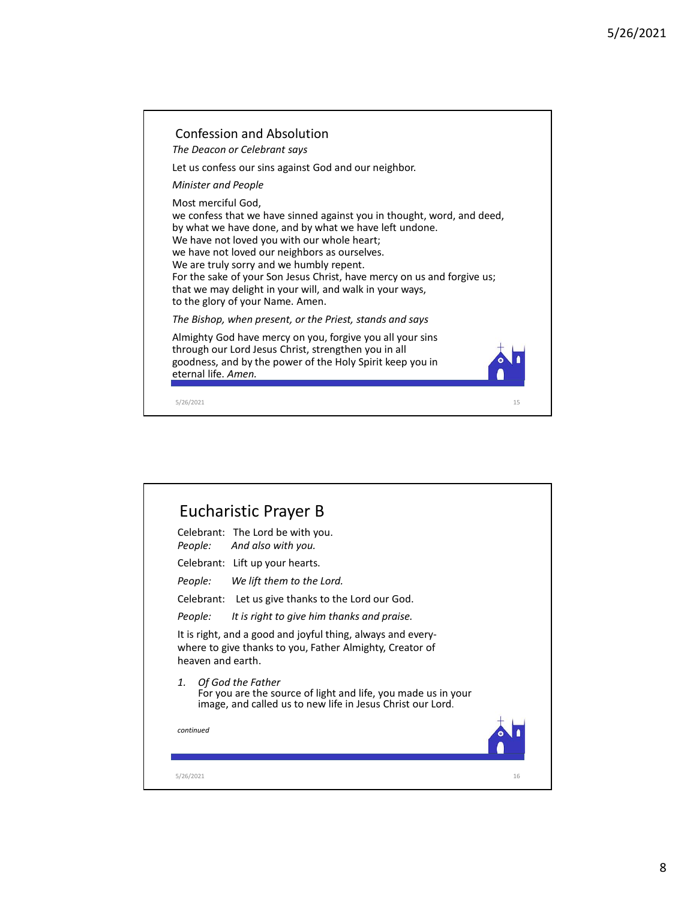## Confession and Absolution

*The Deacon or Celebrant says*

Let us confess our sins against God and our neighbor.

*Minister and People*

Most merciful God,
we confess that we have sinned against you in thought, word, and deed,
by what we have done, and by what we have left undone.
We have not loved you with our whole heart;
we have not loved our neighbors as ourselves.
We are truly sorry and we humbly repent.
For the sake of your Son Jesus Christ, have mercy on us and forgive us;
that we may delight in your will, and walk in your ways,
to the glory of your Name. Amen.

*The Bishop, when present, or the Priest, stands and says*

Almighty God have mercy on you, forgive you all your sins through our Lord Jesus Christ, strengthen you in all goodness, and by the power of the Holy Spirit keep you in eternal life. *Amen.*

## Eucharistic Prayer B

Celebrant: The Lord be with you.
*People: And also with you.*

Celebrant: Lift up your hearts.

*People: We lift them to the Lord.*

Celebrant: Let us give thanks to the Lord our God.

*People: It is right to give him thanks and praise.*

It is right, and a good and joyful thing, always and everywhere to give thanks to you, Father Almighty, Creator of heaven and earth.

1. *Of God the Father*
   For you are the source of light and life, you made us in your image, and called us to new life in Jesus Christ our Lord.

*continued*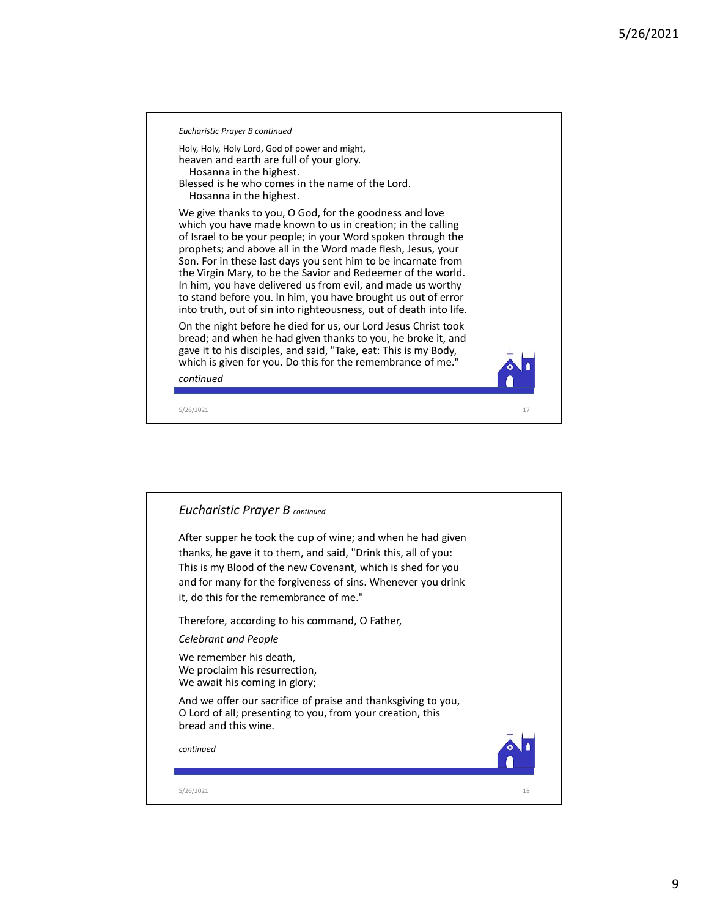*Eucharistic Prayer B continued*

Holy, Holy, Holy Lord, God of power and might,
heaven and earth are full of your glory.
  Hosanna in the highest.
Blessed is he who comes in the name of the Lord.
  Hosanna in the highest.

We give thanks to you, O God, for the goodness and love which you have made known to us in creation; in the calling of Israel to be your people; in your Word spoken through the prophets; and above all in the Word made flesh, Jesus, your Son. For in these last days you sent him to be incarnate from the Virgin Mary, to be the Savior and Redeemer of the world. In him, you have delivered us from evil, and made us worthy to stand before you. In him, you have brought us out of error into truth, out of sin into righteousness, out of death into life.

On the night before he died for us, our Lord Jesus Christ took bread; and when he had given thanks to you, he broke it, and gave it to his disciples, and said, "Take, eat: This is my Body, which is given for you. Do this for the remembrance of me."

*continued*

## *Eucharistic Prayer B continued*

After supper he took the cup of wine; and when he had given thanks, he gave it to them, and said, "Drink this, all of you: This is my Blood of the new Covenant, which is shed for you and for many for the forgiveness of sins. Whenever you drink it, do this for the remembrance of me."

Therefore, according to his command, O Father,

*Celebrant and People*

We remember his death,
We proclaim his resurrection,
We await his coming in glory;

And we offer our sacrifice of praise and thanksgiving to you, O Lord of all; presenting to you, from your creation, this bread and this wine.

*continued*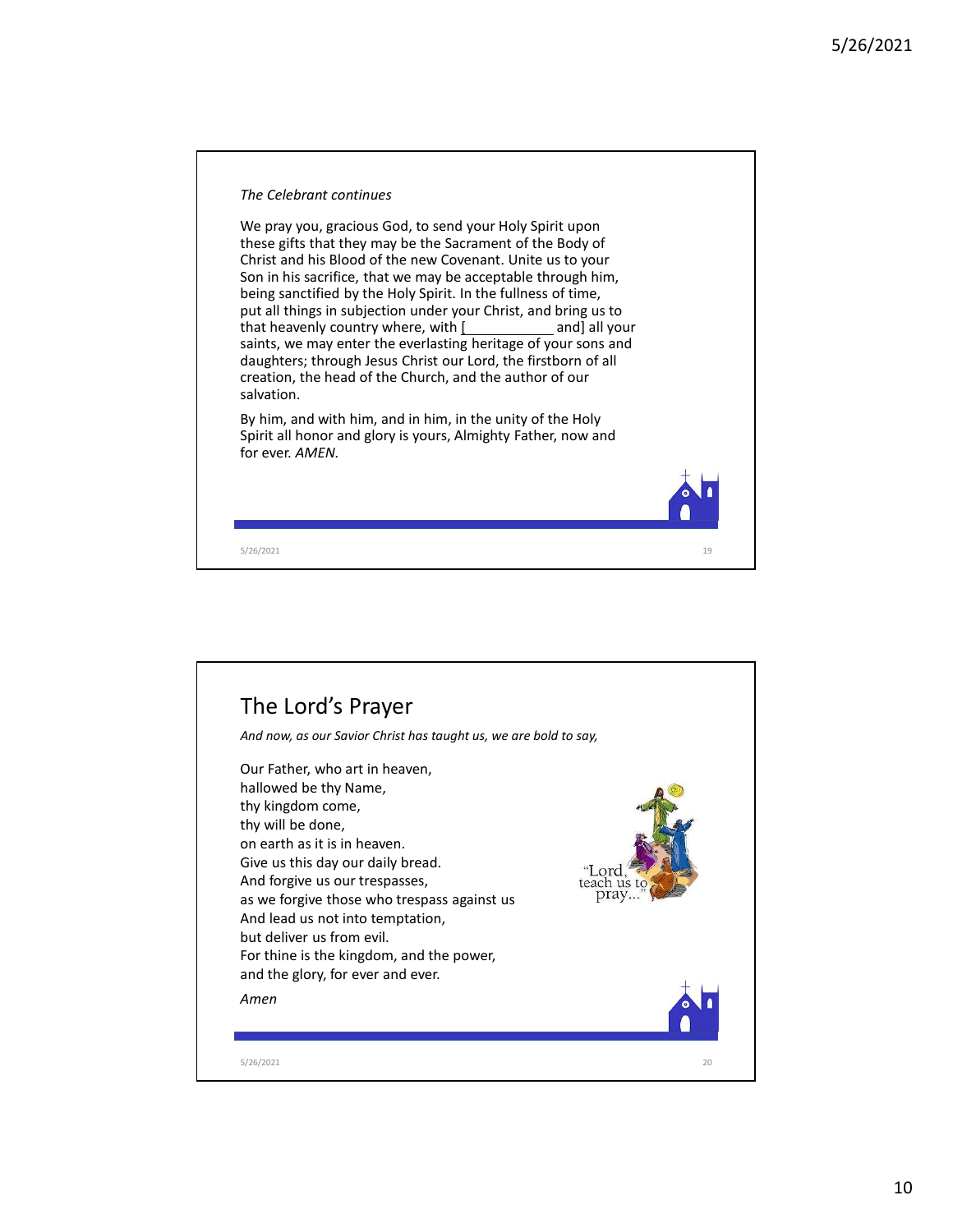*The Celebrant continues*

We pray you, gracious God, to send your Holy Spirit upon these gifts that they may be the Sacrament of the Body of Christ and his Blood of the new Covenant. Unite us to your Son in his sacrifice, that we may be acceptable through him, being sanctified by the Holy Spirit. In the fullness of time, put all things in subjection under your Christ, and bring us to that heavenly country where, with [____________ and] all your saints, we may enter the everlasting heritage of your sons and daughters; through Jesus Christ our Lord, the firstborn of all creation, the head of the Church, and the author of our salvation.

By him, and with him, and in him, in the unity of the Holy Spirit all honor and glory is yours, Almighty Father, now and for ever. *AMEN.*

# The Lord's Prayer

*And now, as our Savior Christ has taught us, we are bold to say,*

Our Father, who art in heaven,
hallowed be thy Name,
thy kingdom come,
thy will be done,
on earth as it is in heaven.
Give us this day our daily bread.
And forgive us our trespasses,
as we forgive those who trespass against us
And lead us not into temptation,
but deliver us from evil.
For thine is the kingdom, and the power,
and the glory, for ever and ever.

*Amen*

"Lord, teach us to pray..."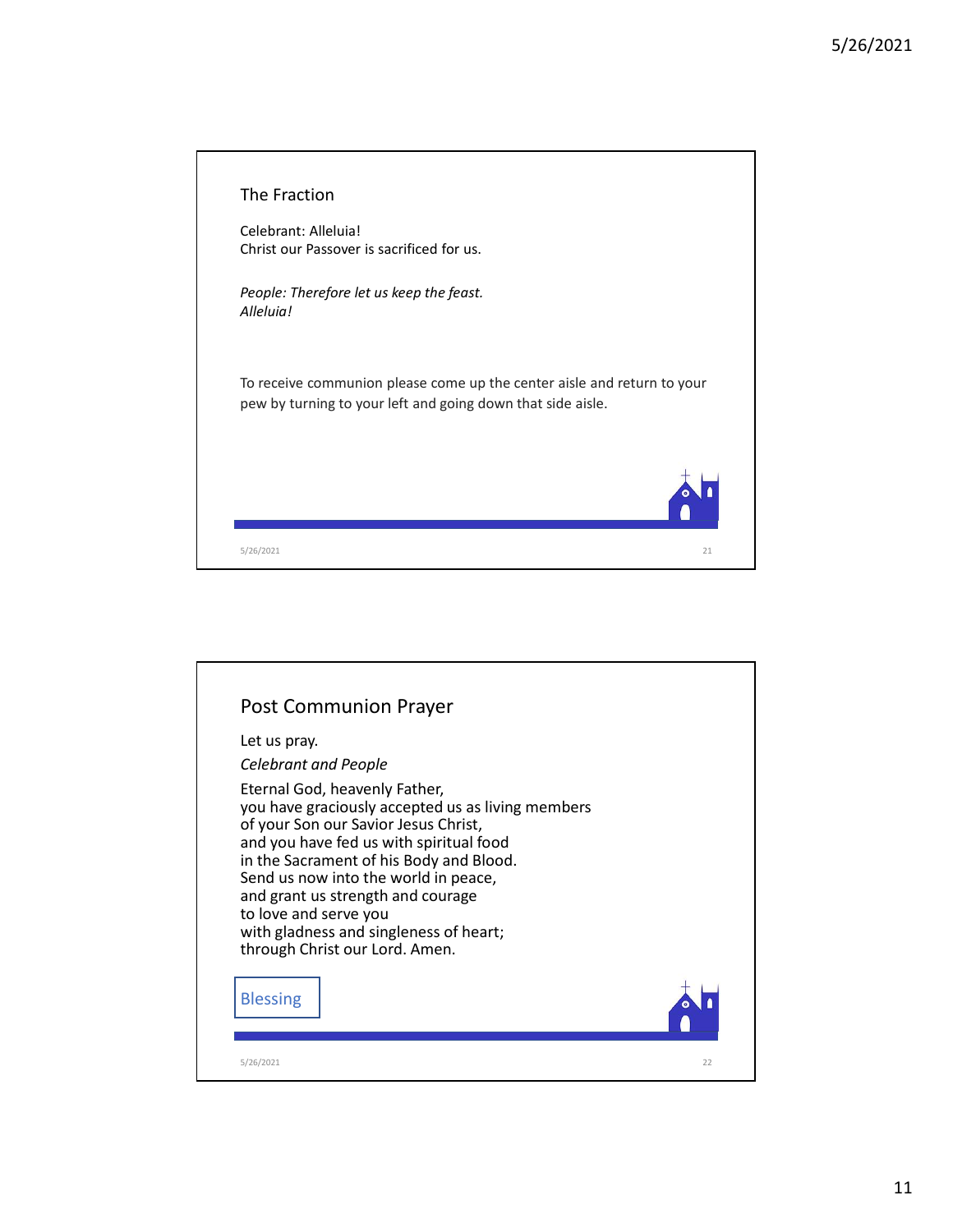## The Fraction

Celebrant: Alleluia!
Christ our Passover is sacrificed for us.

*People: Therefore let us keep the feast.*
*Alleluia!*

To receive communion please come up the center aisle and return to your pew by turning to your left and going down that side aisle.

## Post Communion Prayer

Let us pray.

*Celebrant and People*

Eternal God, heavenly Father,
you have graciously accepted us as living members
of your Son our Savior Jesus Christ,
and you have fed us with spiritual food
in the Sacrament of his Body and Blood.
Send us now into the world in peace,
and grant us strength and courage
to love and serve you
with gladness and singleness of heart;
through Christ our Lord. Amen.

Blessing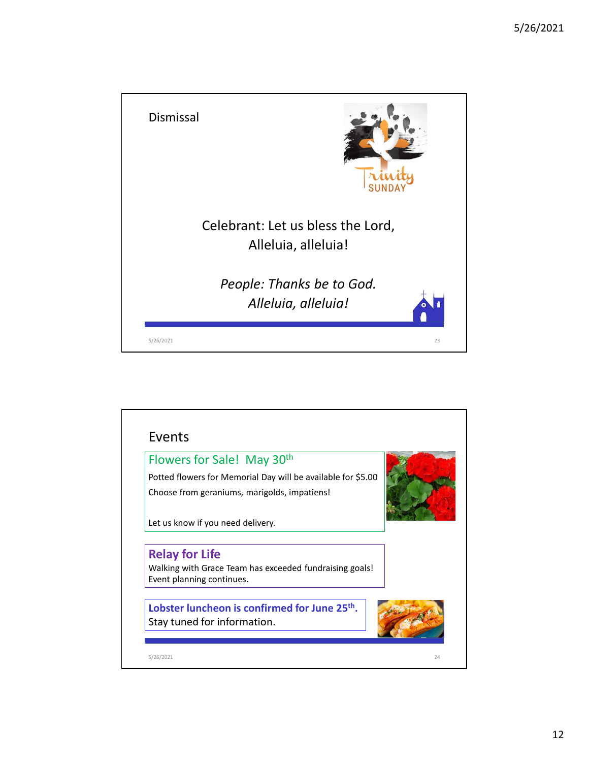## Dismissal

Trinity SUNDAY

Celebrant: Let us bless the Lord,
Alleluia, alleluia!

*People: Thanks be to God.*
*Alleluia, alleluia!*

## Events

### Flowers for Sale! May 30th

Potted flowers for Memorial Day will be available for $5.00

Choose from geraniums, marigolds, impatiens!

Let us know if you need delivery.

### Relay for Life

Walking with Grace Team has exceeded fundraising goals!
Event planning continues.

**Lobster luncheon is confirmed for June 25th.**
Stay tuned for information.